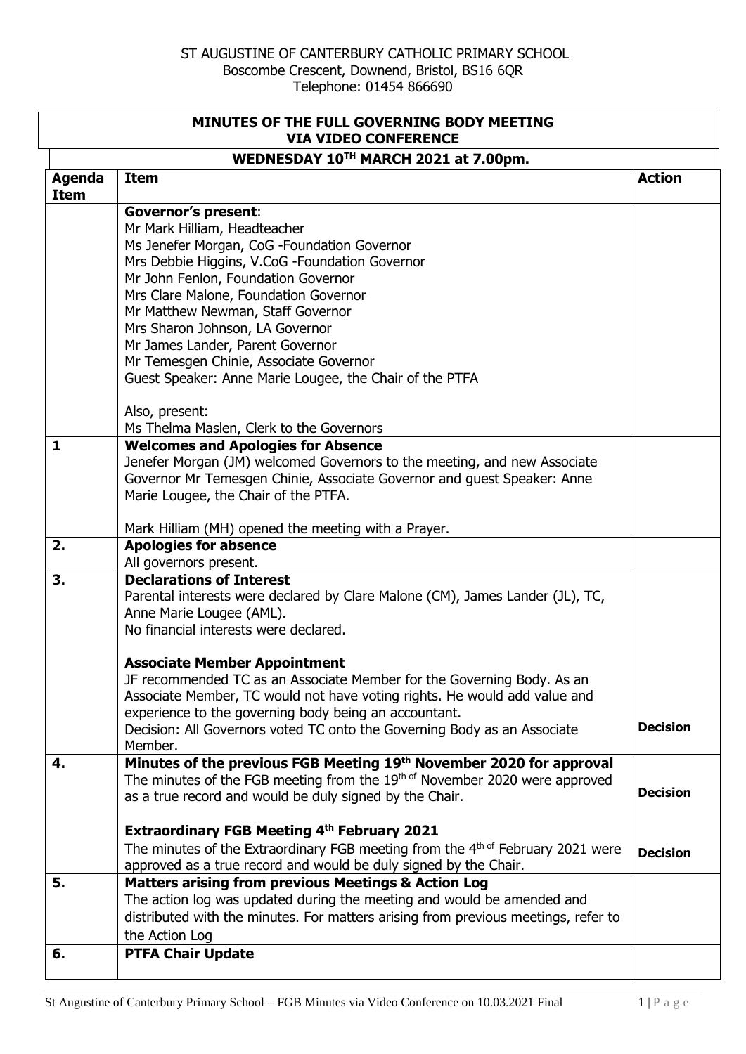ST AUGUSTINE OF CANTERBURY CATHOLIC PRIMARY SCHOOL
Boscombe Crescent, Downend, Bristol, BS16 6QR
Telephone: 01454 866690

# MINUTES OF THE FULL GOVERNING BODY MEETING VIA VIDEO CONFERENCE

## WEDNESDAY 10TH MARCH 2021 at 7.00pm.

| Agenda Item | Item | Action |
|---|---|---|
| | **Governor's present**:<br>Mr Mark Hilliam, Headteacher<br>Ms Jenefer Morgan, CoG -Foundation Governor<br>Mrs Debbie Higgins, V.CoG -Foundation Governor<br>Mr John Fenlon, Foundation Governor<br>Mrs Clare Malone, Foundation Governor<br>Mr Matthew Newman, Staff Governor<br>Mrs Sharon Johnson, LA Governor<br>Mr James Lander, Parent Governor<br>Mr Temesgen Chinie, Associate Governor<br>Guest Speaker: Anne Marie Lougee, the Chair of the PTFA<br><br>Also, present:<br>Ms Thelma Maslen, Clerk to the Governors | |
| **1** | **Welcomes and Apologies for Absence**<br>Jenefer Morgan (JM) welcomed Governors to the meeting, and new Associate Governor Mr Temesgen Chinie, Associate Governor and guest Speaker: Anne Marie Lougee, the Chair of the PTFA.<br><br>Mark Hilliam (MH) opened the meeting with a Prayer. | |
| **2.** | **Apologies for absence**<br>All governors present. | |
| **3.** | **Declarations of Interest**<br>Parental interests were declared by Clare Malone (CM), James Lander (JL), TC, Anne Marie Lougee (AML).<br>No financial interests were declared.<br><br>**Associate Member Appointment**<br>JF recommended TC as an Associate Member for the Governing Body. As an Associate Member, TC would not have voting rights. He would add value and experience to the governing body being an accountant.<br>Decision: All Governors voted TC onto the Governing Body as an Associate Member. | **Decision** |
| **4.** | **Minutes of the previous FGB Meeting 19th November 2020 for approval**<br>The minutes of the FGB meeting from the 19th of November 2020 were approved as a true record and would be duly signed by the Chair.<br><br>**Extraordinary FGB Meeting 4th February 2021**<br>The minutes of the Extraordinary FGB meeting from the 4th of February 2021 were approved as a true record and would be duly signed by the Chair. | **Decision**<br><br>**Decision** |
| **5.** | **Matters arising from previous Meetings & Action Log**<br>The action log was updated during the meeting and would be amended and distributed with the minutes. For matters arising from previous meetings, refer to the Action Log | |
| **6.** | **PTFA Chair Update** | |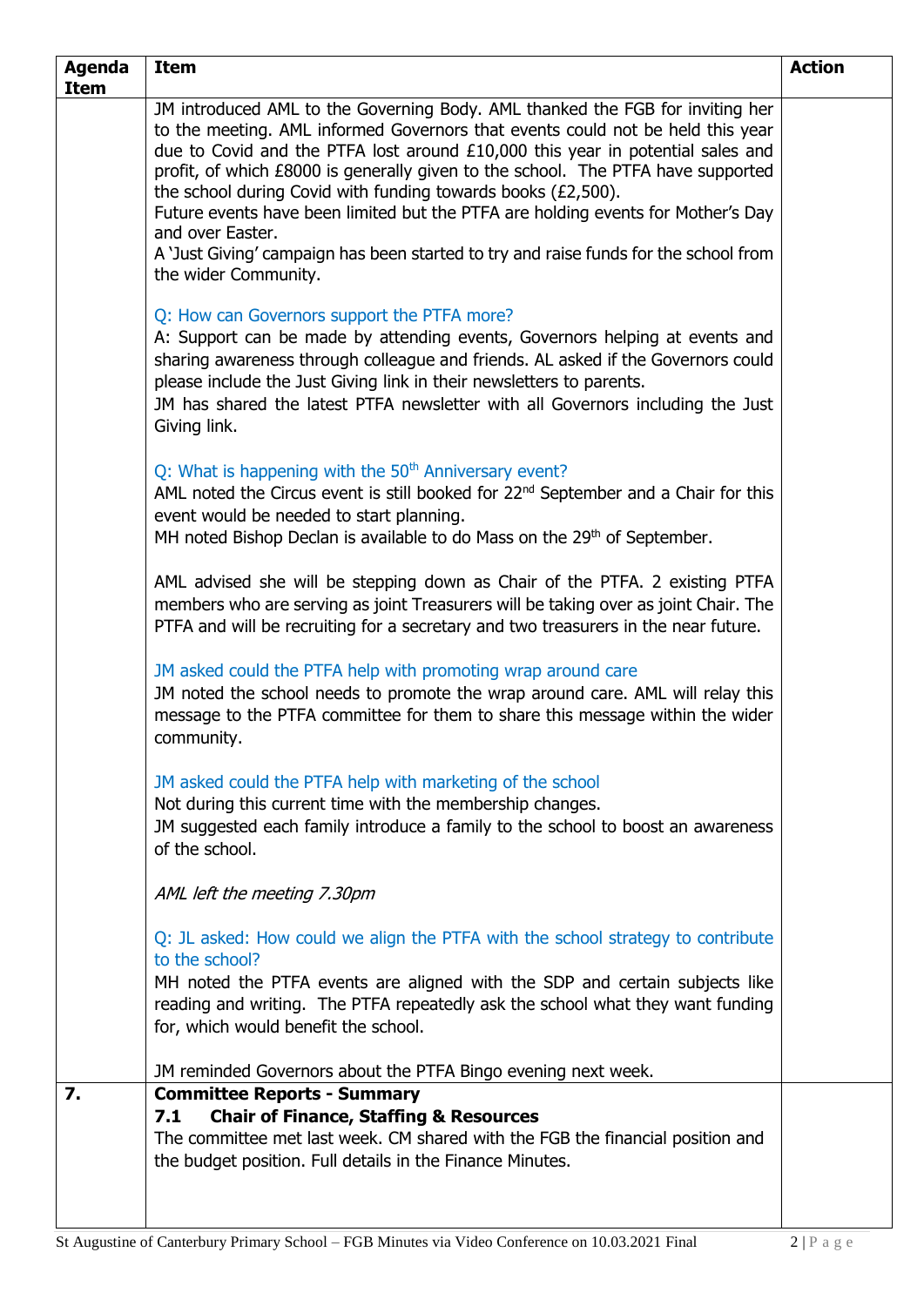| Agenda Item | Item | Action |
|---|---|---|
| | JM introduced AML to the Governing Body. AML thanked the FGB for inviting her to the meeting. AML informed Governors that events could not be held this year due to Covid and the PTFA lost around £10,000 this year in potential sales and profit, of which £8000 is generally given to the school. The PTFA have supported the school during Covid with funding towards books (£2,500).<br>Future events have been limited but the PTFA are holding events for Mother's Day and over Easter.<br>A 'Just Giving' campaign has been started to try and raise funds for the school from the wider Community.<br><br>Q: How can Governors support the PTFA more?<br>A: Support can be made by attending events, Governors helping at events and sharing awareness through colleague and friends. AL asked if the Governors could please include the Just Giving link in their newsletters to parents.<br>JM has shared the latest PTFA newsletter with all Governors including the Just Giving link.<br><br>Q: What is happening with the 50th Anniversary event?<br>AML noted the Circus event is still booked for 22nd September and a Chair for this event would be needed to start planning.<br>MH noted Bishop Declan is available to do Mass on the 29th of September.<br><br>AML advised she will be stepping down as Chair of the PTFA. 2 existing PTFA members who are serving as joint Treasurers will be taking over as joint Chair. The PTFA and will be recruiting for a secretary and two treasurers in the near future.<br><br>JM asked could the PTFA help with promoting wrap around care<br>JM noted the school needs to promote the wrap around care. AML will relay this message to the PTFA committee for them to share this message within the wider community.<br><br>JM asked could the PTFA help with marketing of the school<br>Not during this current time with the membership changes.<br>JM suggested each family introduce a family to the school to boost an awareness of the school.<br><br>*AML left the meeting 7.30pm*<br><br>Q: JL asked: How could we align the PTFA with the school strategy to contribute to the school?<br>MH noted the PTFA events are aligned with the SDP and certain subjects like reading and writing. The PTFA repeatedly ask the school what they want funding for, which would benefit the school.<br><br>JM reminded Governors about the PTFA Bingo evening next week. | |
| **7.** | **Committee Reports - Summary**<br>**7.1 Chair of Finance, Staffing & Resources**<br>The committee met last week. CM shared with the FGB the financial position and the budget position. Full details in the Finance Minutes. | |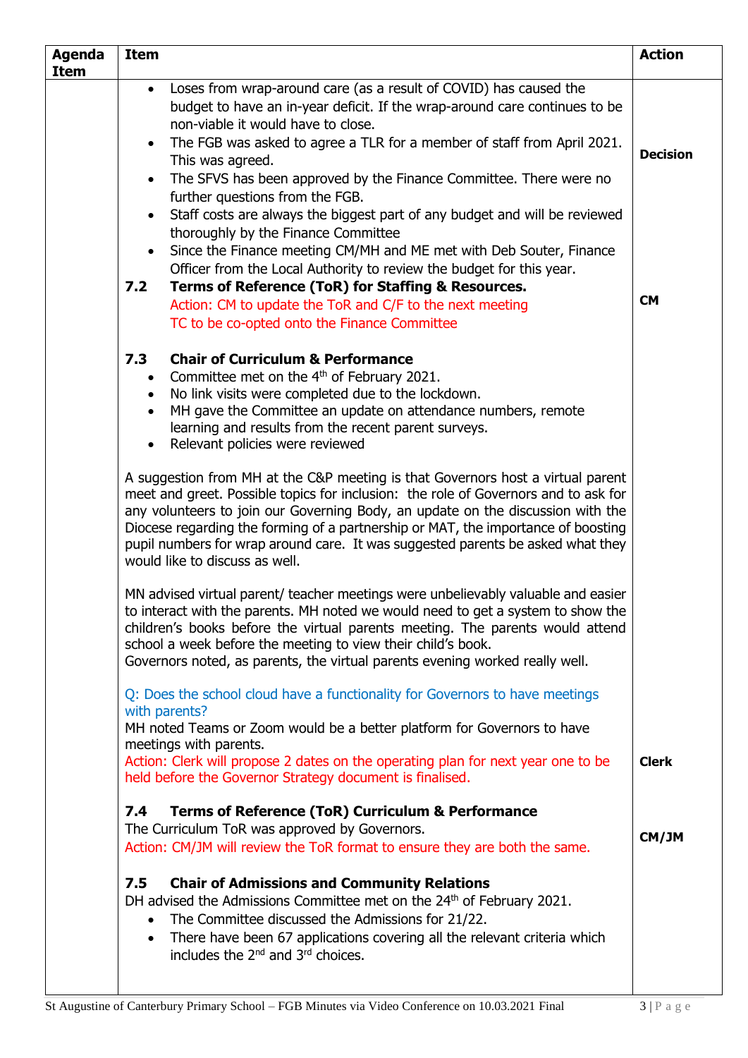| Agenda Item | Item | Action |
|---|---|---|
| | • Loses from wrap-around care (as a result of COVID) has caused the budget to have an in-year deficit. If the wrap-around care continues to be non-viable it would have to close.<br>• The FGB was asked to agree a TLR for a member of staff from April 2021. This was agreed.<br>• The SFVS has been approved by the Finance Committee. There were no further questions from the FGB.<br>• Staff costs are always the biggest part of any budget and will be reviewed thoroughly by the Finance Committee<br>• Since the Finance meeting CM/MH and ME met with Deb Souter, Finance Officer from the Local Authority to review the budget for this year. | **Decision** |
| | **7.2 Terms of Reference (ToR) for Staffing & Resources.**<br>Action: CM to update the ToR and C/F to the next meeting<br>TC to be co-opted onto the Finance Committee | **CM** |
| | **7.3 Chair of Curriculum & Performance**<br>• Committee met on the 4th of February 2021.<br>• No link visits were completed due to the lockdown.<br>• MH gave the Committee an update on attendance numbers, remote learning and results from the recent parent surveys.<br>• Relevant policies were reviewed<br><br>A suggestion from MH at the C&P meeting is that Governors host a virtual parent meet and greet. Possible topics for inclusion: the role of Governors and to ask for any volunteers to join our Governing Body, an update on the discussion with the Diocese regarding the forming of a partnership or MAT, the importance of boosting pupil numbers for wrap around care. It was suggested parents be asked what they would like to discuss as well.<br><br>MN advised virtual parent/ teacher meetings were unbelievably valuable and easier to interact with the parents. MH noted we would need to get a system to show the children's books before the virtual parents meeting. The parents would attend school a week before the meeting to view their child's book.<br>Governors noted, as parents, the virtual parents evening worked really well.<br><br>Q: Does the school cloud have a functionality for Governors to have meetings with parents?<br>MH noted Teams or Zoom would be a better platform for Governors to have meetings with parents.<br>Action: Clerk will propose 2 dates on the operating plan for next year one to be held before the Governor Strategy document is finalised. | **Clerk** |
| | **7.4 Terms of Reference (ToR) Curriculum & Performance**<br>The Curriculum ToR was approved by Governors.<br>Action: CM/JM will review the ToR format to ensure they are both the same. | **CM/JM** |
| | **7.5 Chair of Admissions and Community Relations**<br>DH advised the Admissions Committee met on the 24th of February 2021.<br>• The Committee discussed the Admissions for 21/22.<br>• There have been 67 applications covering all the relevant criteria which includes the 2nd and 3rd choices. | |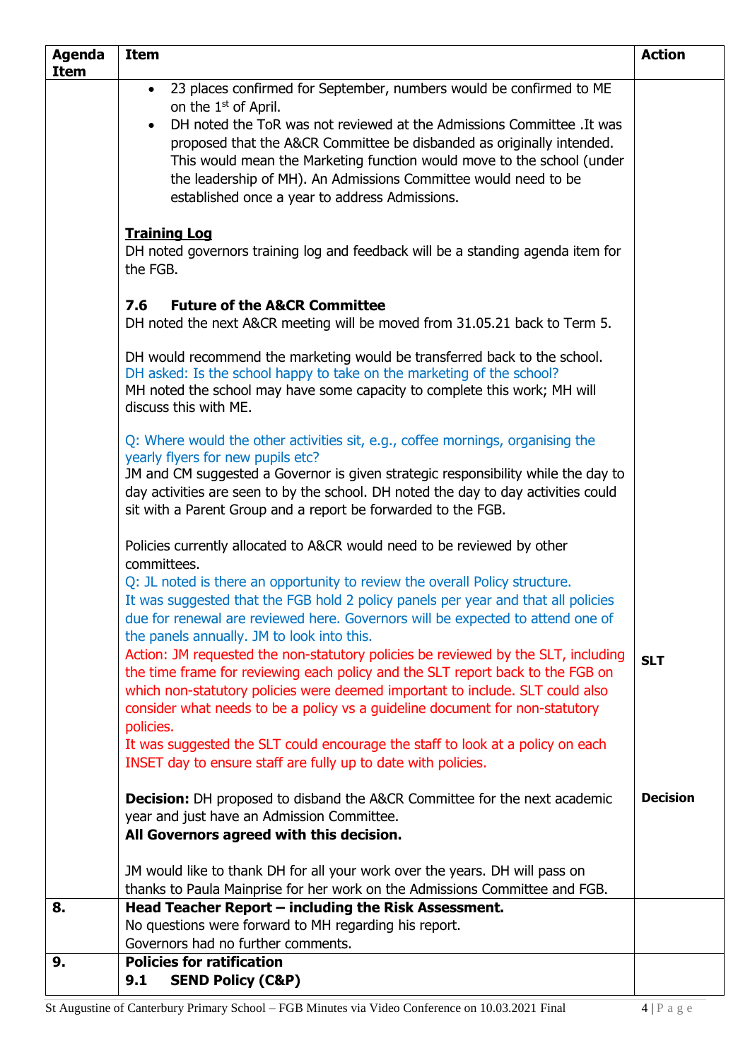| Agenda Item | Item | Action |
|---|---|---|
| | • 23 places confirmed for September, numbers would be confirmed to ME on the 1st of April.<br>• DH noted the ToR was not reviewed at the Admissions Committee .It was proposed that the A&CR Committee be disbanded as originally intended. This would mean the Marketing function would move to the school (under the leadership of MH). An Admissions Committee would need to be established once a year to address Admissions.<br><br>**Training Log**<br>DH noted governors training log and feedback will be a standing agenda item for the FGB.<br><br>**7.6 Future of the A&CR Committee**<br>DH noted the next A&CR meeting will be moved from 31.05.21 back to Term 5.<br><br>DH would recommend the marketing would be transferred back to the school.<br>DH asked: Is the school happy to take on the marketing of the school?<br>MH noted the school may have some capacity to complete this work; MH will discuss this with ME.<br><br>Q: Where would the other activities sit, e.g., coffee mornings, organising the yearly flyers for new pupils etc?<br>JM and CM suggested a Governor is given strategic responsibility while the day to day activities are seen to by the school. DH noted the day to day activities could sit with a Parent Group and a report be forwarded to the FGB.<br><br>Policies currently allocated to A&CR would need to be reviewed by other committees.<br>Q: JL noted is there an opportunity to review the overall Policy structure.<br>It was suggested that the FGB hold 2 policy panels per year and that all policies due for renewal are reviewed here. Governors will be expected to attend one of the panels annually. JM to look into this.<br>Action: JM requested the non-statutory policies be reviewed by the SLT, including the time frame for reviewing each policy and the SLT report back to the FGB on which non-statutory policies were deemed important to include. SLT could also consider what needs to be a policy vs a guideline document for non-statutory policies.<br>It was suggested the SLT could encourage the staff to look at a policy on each INSET day to ensure staff are fully up to date with policies.<br><br>**Decision:** DH proposed to disband the A&CR Committee for the next academic year and just have an Admission Committee.<br>**All Governors agreed with this decision.**<br><br>JM would like to thank DH for all your work over the years. DH will pass on thanks to Paula Mainprise for her work on the Admissions Committee and FGB. | **SLT**<br><br>**Decision** |
| **8.** | **Head Teacher Report – including the Risk Assessment.**<br>No questions were forward to MH regarding his report.<br>Governors had no further comments. | |
| **9.** | **Policies for ratification**<br>**9.1 SEND Policy (C&P)** | |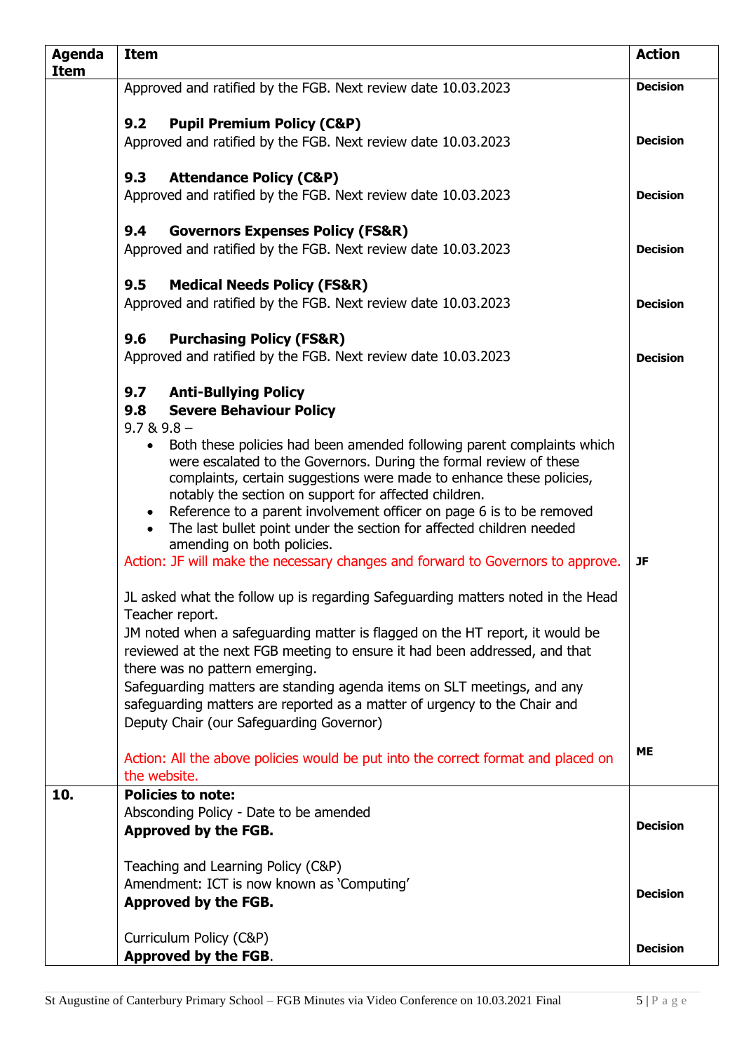| Agenda Item | Item | Action |
|---|---|---|
| | Approved and ratified by the FGB. Next review date 10.03.2023 | **Decision** |
| | **9.2 Pupil Premium Policy (C&P)**<br>Approved and ratified by the FGB. Next review date 10.03.2023 | **Decision** |
| | **9.3 Attendance Policy (C&P)**<br>Approved and ratified by the FGB. Next review date 10.03.2023 | **Decision** |
| | **9.4 Governors Expenses Policy (FS&R)**<br>Approved and ratified by the FGB. Next review date 10.03.2023 | **Decision** |
| | **9.5 Medical Needs Policy (FS&R)**<br>Approved and ratified by the FGB. Next review date 10.03.2023 | **Decision** |
| | **9.6 Purchasing Policy (FS&R)**<br>Approved and ratified by the FGB. Next review date 10.03.2023 | **Decision** |
| | **9.7 Anti-Bullying Policy**<br>**9.8 Severe Behaviour Policy**<br>9.7 & 9.8 –<br>• Both these policies had been amended following parent complaints which were escalated to the Governors. During the formal review of these complaints, certain suggestions were made to enhance these policies, notably the section on support for affected children.<br>• Reference to a parent involvement officer on page 6 is to be removed<br>• The last bullet point under the section for affected children needed amending on both policies.<br>Action: JF will make the necessary changes and forward to Governors to approve. | **JF** |
| | JL asked what the follow up is regarding Safeguarding matters noted in the Head Teacher report.<br>JM noted when a safeguarding matter is flagged on the HT report, it would be reviewed at the next FGB meeting to ensure it had been addressed, and that there was no pattern emerging.<br>Safeguarding matters are standing agenda items on SLT meetings, and any safeguarding matters are reported as a matter of urgency to the Chair and Deputy Chair (our Safeguarding Governor)<br><br>Action: All the above policies would be put into the correct format and placed on the website. | **ME** |
| **10.** | **Policies to note:**<br>Absconding Policy - Date to be amended<br>**Approved by the FGB.** | **Decision** |
| | Teaching and Learning Policy (C&P)<br>Amendment: ICT is now known as 'Computing'<br>**Approved by the FGB.** | **Decision** |
| | Curriculum Policy (C&P)<br>**Approved by the FGB**. | **Decision** |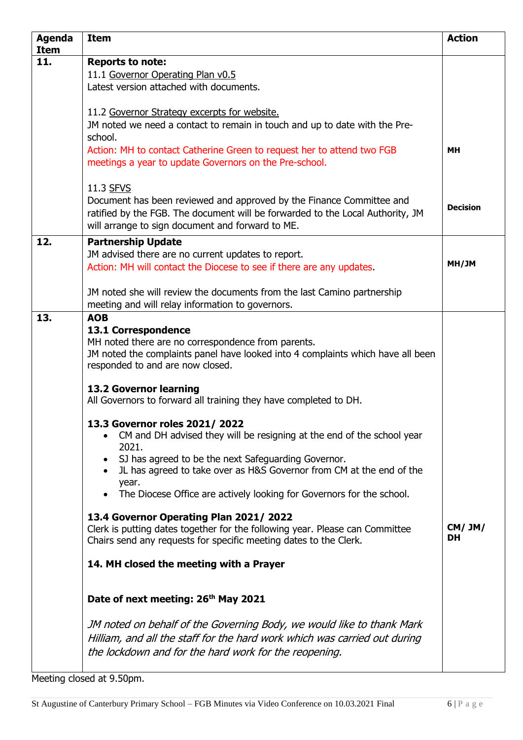| Agenda Item | Item | Action |
|---|---|---|
| 11. | **Reports to note:**<br>11.1 Governor Operating Plan v0.5<br>Latest version attached with documents.<br><br>11.2 Governor Strategy excerpts for website.<br>JM noted we need a contact to remain in touch and up to date with the Pre-school.<br>Action: MH to contact Catherine Green to request her to attend two FGB meetings a year to update Governors on the Pre-school.<br><br>11.3 SFVS<br>Document has been reviewed and approved by the Finance Committee and ratified by the FGB. The document will be forwarded to the Local Authority, JM will arrange to sign document and forward to ME. | <br><br><br><br><br>**MH**<br><br><br><br>**Decision** |
| 12. | **Partnership Update**<br>JM advised there are no current updates to report.<br>Action: MH will contact the Diocese to see if there are any updates.<br><br>JM noted she will review the documents from the last Camino partnership meeting and will relay information to governors. | **MH/JM** |
| 13. | **AOB**<br>**13.1 Correspondence**<br>MH noted there are no correspondence from parents.<br>JM noted the complaints panel have looked into 4 complaints which have all been responded to and are now closed.<br><br>**13.2 Governor learning**<br>All Governors to forward all training they have completed to DH.<br><br>**13.3 Governor roles 2021/ 2022**<br>• CM and DH advised they will be resigning at the end of the school year 2021.<br>• SJ has agreed to be the next Safeguarding Governor.<br>• JL has agreed to take over as H&S Governor from CM at the end of the year.<br>• The Diocese Office are actively looking for Governors for the school.<br><br>**13.4 Governor Operating Plan 2021/ 2022**<br>Clerk is putting dates together for the following year. Please can Committee Chairs send any requests for specific meeting dates to the Clerk.<br><br>**14. MH closed the meeting with a Prayer**<br><br>**Date of next meeting: 26th May 2021**<br><br>*JM noted on behalf of the Governing Body, we would like to thank Mark Hilliam, and all the staff for the hard work which was carried out during the lockdown and for the hard work for the reopening.* | <br><br><br><br><br><br><br><br><br><br><br><br><br><br><br><br>**CM/ JM/ DH** |

Meeting closed at 9.50pm.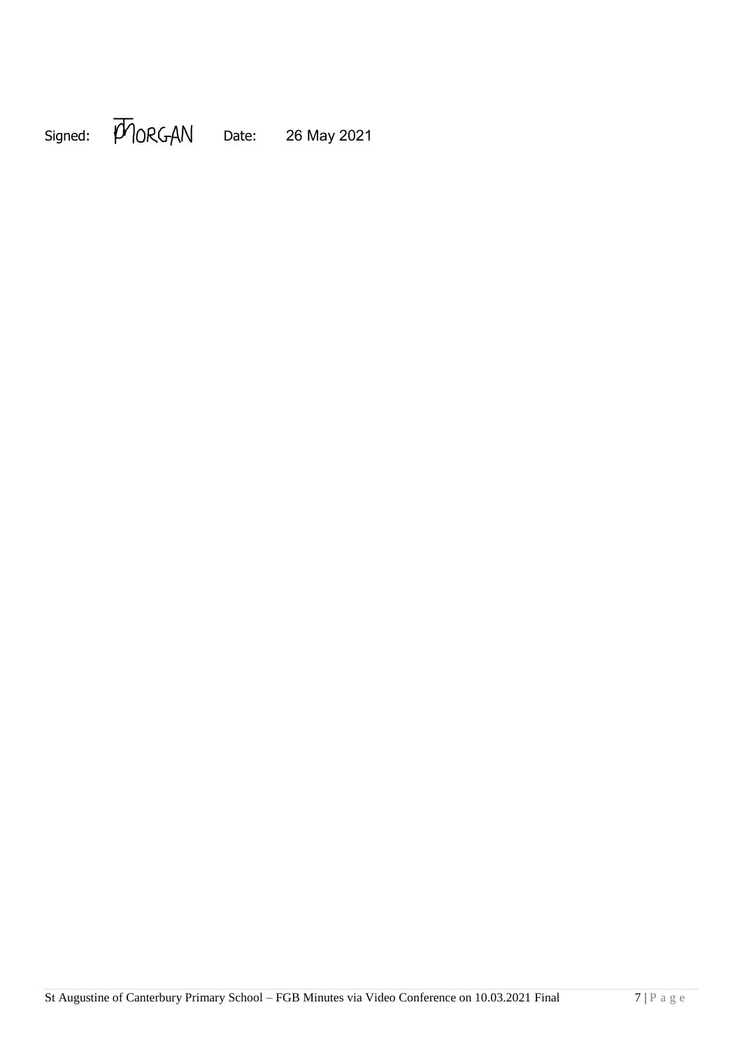Signed: MORGAN Date: 26 May 2021